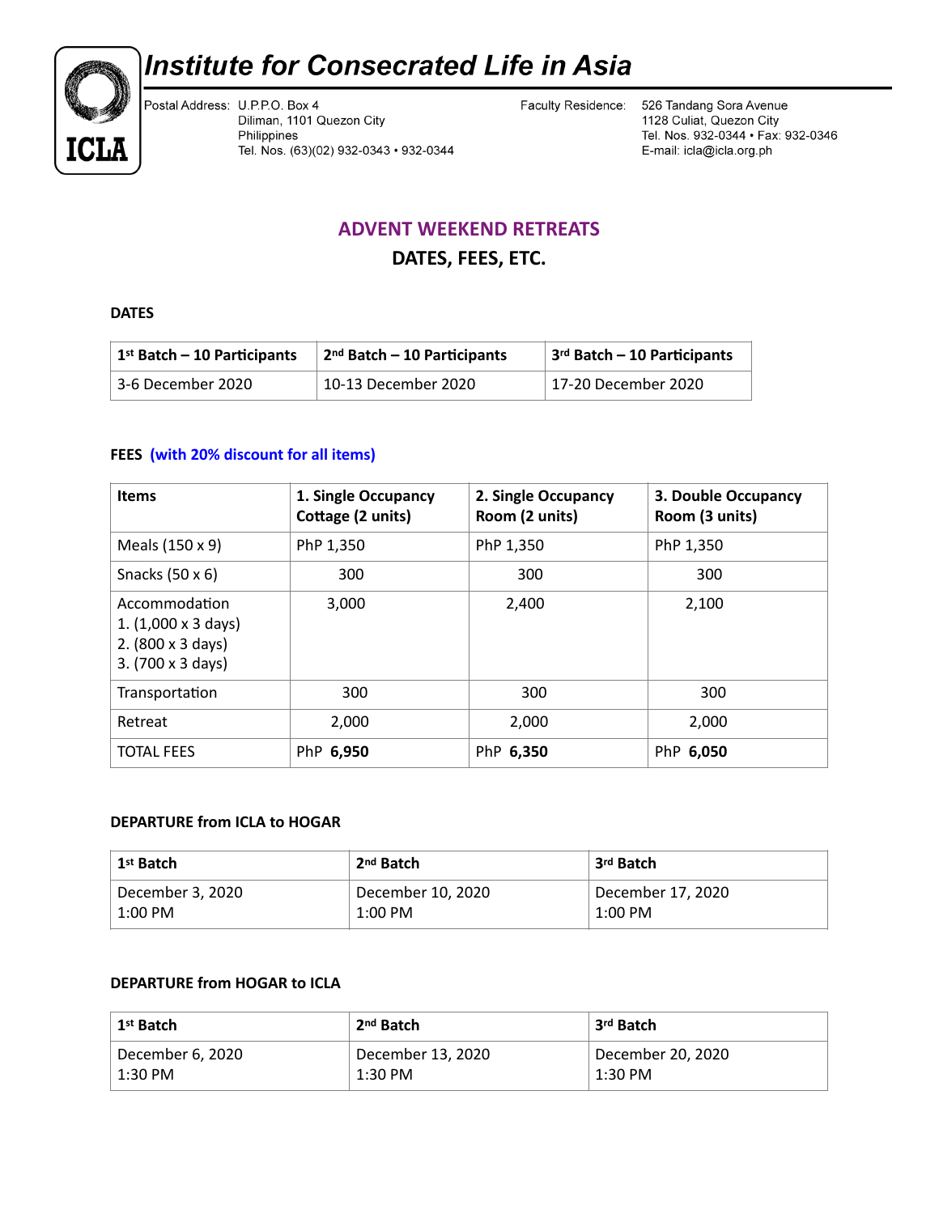# Institute for Consecrated Life in Asia

Postal Address: U.P.P.O. Box 4
Diliman, 1101 Quezon City
Philippines
Tel. Nos. (63)(02) 932-0343 • 932-0344

Faculty Residence: 526 Tandang Sora Avenue
1128 Culiat, Quezon City
Tel. Nos. 932-0344 • Fax: 932-0346
E-mail: icla@icla.org.ph

## ADVENT WEEKEND RETREATS

## DATES, FEES, ETC.

### DATES

| 1st Batch – 10 Participants | 2nd Batch – 10 Participants | 3rd Batch – 10 Participants |
|---|---|---|
| 3-6 December 2020 | 10-13 December 2020 | 17-20 December 2020 |

### FEES (with 20% discount for all items)

| Items | 1. Single Occupancy Cottage (2 units) | 2. Single Occupancy Room (2 units) | 3. Double Occupancy Room (3 units) |
|---|---|---|---|
| Meals (150 x 9) | PhP 1,350 | PhP 1,350 | PhP 1,350 |
| Snacks (50 x 6) | 300 | 300 | 300 |
| Accommodation<br>1. (1,000 x 3 days)<br>2. (800 x 3 days)<br>3. (700 x 3 days) | 3,000 | 2,400 | 2,100 |
| Transportation | 300 | 300 | 300 |
| Retreat | 2,000 | 2,000 | 2,000 |
| TOTAL FEES | PhP **6,950** | PhP **6,350** | PhP **6,050** |

### DEPARTURE from ICLA to HOGAR

| 1st Batch | 2nd Batch | 3rd Batch |
|---|---|---|
| December 3, 2020<br>1:00 PM | December 10, 2020<br>1:00 PM | December 17, 2020<br>1:00 PM |

### DEPARTURE from HOGAR to ICLA

| 1st Batch | 2nd Batch | 3rd Batch |
|---|---|---|
| December 6, 2020<br>1:30 PM | December 13, 2020<br>1:30 PM | December 20, 2020<br>1:30 PM |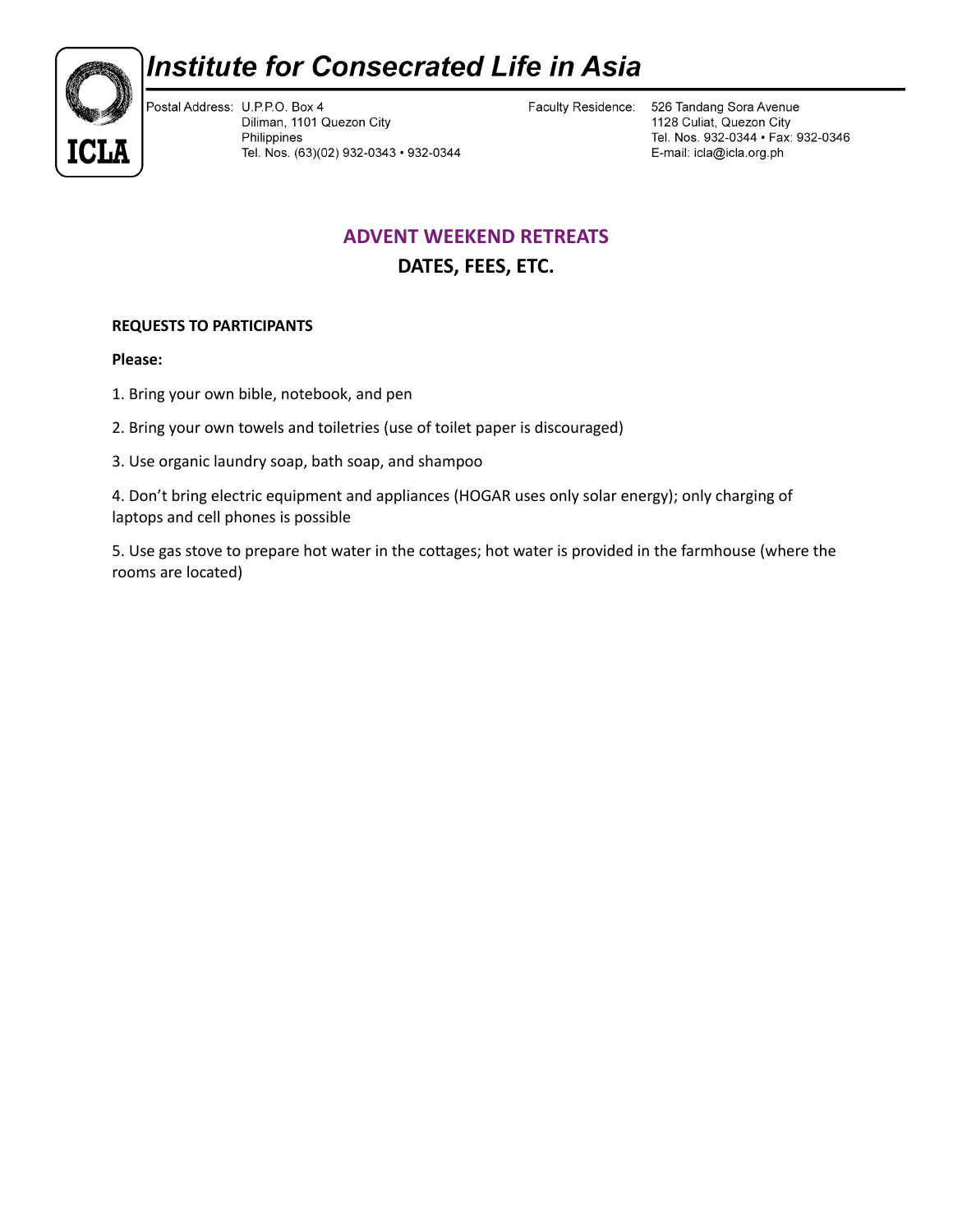# Institute for Consecrated Life in Asia

Postal Address: U.P.P.O. Box 4
Diliman, 1101 Quezon City
Philippines
Tel. Nos. (63)(02) 932-0343 • 932-0344

Faculty Residence: 526 Tandang Sora Avenue
1128 Culiat, Quezon City
Tel. Nos. 932-0344 • Fax: 932-0346
E-mail: icla@icla.org.ph

## ADVENT WEEKEND RETREATS

### DATES, FEES, ETC.

**REQUESTS TO PARTICIPANTS**

**Please:**

1. Bring your own bible, notebook, and pen

2. Bring your own towels and toiletries (use of toilet paper is discouraged)

3. Use organic laundry soap, bath soap, and shampoo

4. Don't bring electric equipment and appliances (HOGAR uses only solar energy); only charging of laptops and cell phones is possible

5. Use gas stove to prepare hot water in the cottages; hot water is provided in the farmhouse (where the rooms are located)